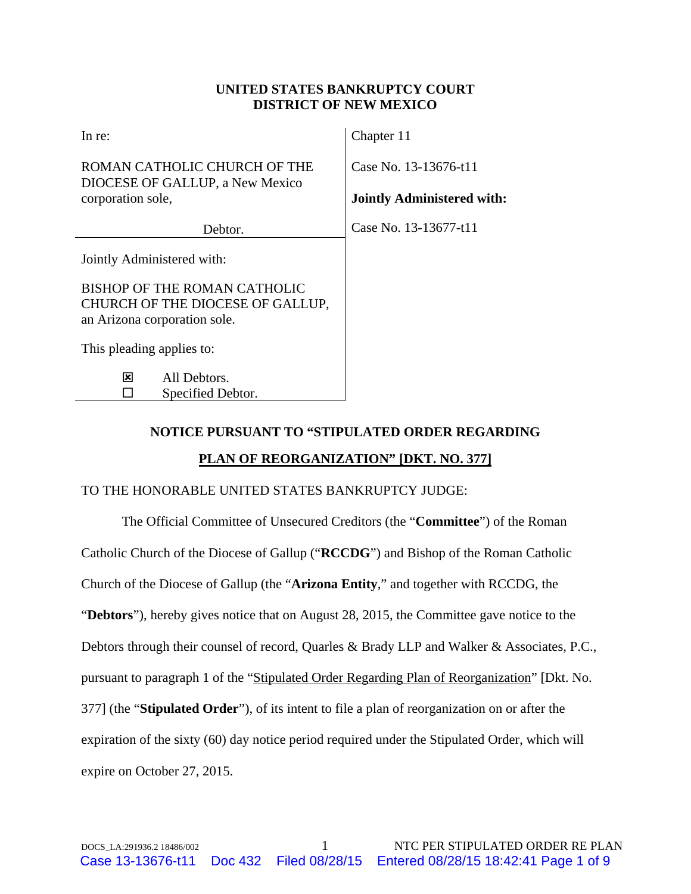**UNITED STATES BANKRUPTCY COURT**
**DISTRICT OF NEW MEXICO**

| | |
|---|---|
| In re:<br><br>ROMAN CATHOLIC CHURCH OF THE DIOCESE OF GALLUP, a New Mexico corporation sole,<br><br>Debtor. | Chapter 11<br><br>Case No. 13-13676-t11<br><br>**Jointly Administered with:**<br><br>Case No. 13-13677-t11 |
| Jointly Administered with:<br><br>BISHOP OF THE ROMAN CATHOLIC CHURCH OF THE DIOCESE OF GALLUP, an Arizona corporation sole.<br><br>This pleading applies to:<br><br>☒ All Debtors.<br>☐ Specified Debtor. | |

**NOTICE PURSUANT TO "STIPULATED ORDER REGARDING**

**PLAN OF REORGANIZATION" [DKT. NO. 377]**

TO THE HONORABLE UNITED STATES BANKRUPTCY JUDGE:

The Official Committee of Unsecured Creditors (the "**Committee**") of the Roman Catholic Church of the Diocese of Gallup ("**RCCDG**") and Bishop of the Roman Catholic Church of the Diocese of Gallup (the "**Arizona Entity**," and together with RCCDG, the "**Debtors**"), hereby gives notice that on August 28, 2015, the Committee gave notice to the Debtors through their counsel of record, Quarles & Brady LLP and Walker & Associates, P.C., pursuant to paragraph 1 of the "Stipulated Order Regarding Plan of Reorganization" [Dkt. No. 377] (the "**Stipulated Order**"), of its intent to file a plan of reorganization on or after the expiration of the sixty (60) day notice period required under the Stipulated Order, which will expire on October 27, 2015.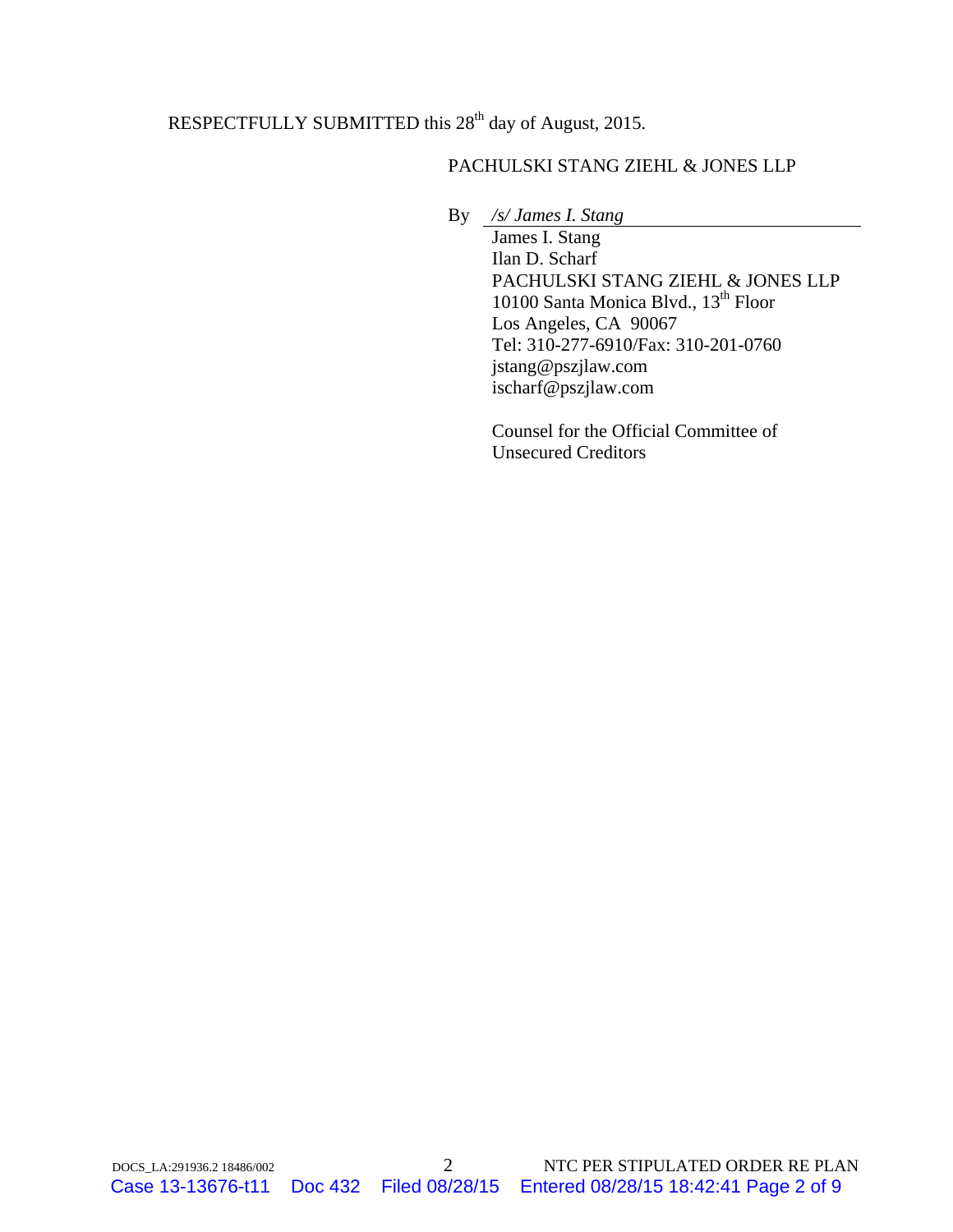RESPECTFULLY SUBMITTED this 28th day of August, 2015.

PACHULSKI STANG ZIEHL & JONES LLP

By *&#47;s&#47; James I. Stang*

James I. Stang
Ilan D. Scharf
PACHULSKI STANG ZIEHL & JONES LLP
10100 Santa Monica Blvd., 13th Floor
Los Angeles, CA 90067
Tel: 310-277-6910/Fax: 310-201-0760
jstang@pszjlaw.com
ischarf@pszjlaw.com

Counsel for the Official Committee of Unsecured Creditors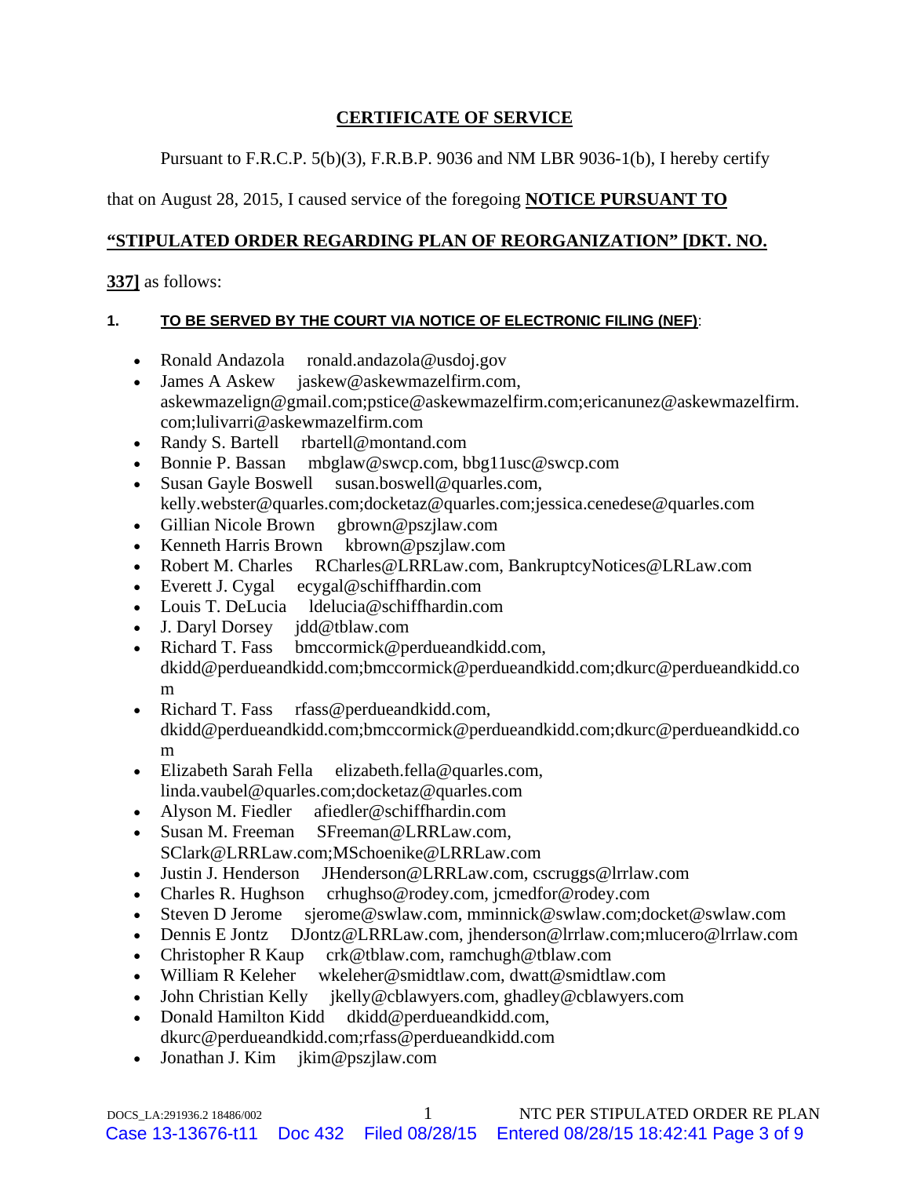## CERTIFICATE OF SERVICE

Pursuant to F.R.C.P. 5(b)(3), F.R.B.P. 9036 and NM LBR 9036-1(b), I hereby certify that on August 28, 2015, I caused service of the foregoing **NOTICE PURSUANT TO "STIPULATED ORDER REGARDING PLAN OF REORGANIZATION" [DKT. NO. 337]** as follows:

**1. TO BE SERVED BY THE COURT VIA NOTICE OF ELECTRONIC FILING (NEF):**

- Ronald Andazola ronald.andazola@usdoj.gov
- James A Askew jaskew@askewmazelfirm.com, askewmazelign@gmail.com;pstice@askewmazelfirm.com;ericanunez@askewmazelfirm.com;lulivarri@askewmazelfirm.com
- Randy S. Bartell rbartell@montand.com
- Bonnie P. Bassan mbglaw@swcp.com, bbg11usc@swcp.com
- Susan Gayle Boswell susan.boswell@quarles.com, kelly.webster@quarles.com;docketaz@quarles.com;jessica.cenedese@quarles.com
- Gillian Nicole Brown gbrown@pszjlaw.com
- Kenneth Harris Brown kbrown@pszjlaw.com
- Robert M. Charles RCharles@LRRLaw.com, BankruptcyNotices@LRLaw.com
- Everett J. Cygal ecygal@schiffhardin.com
- Louis T. DeLucia ldelucia@schiffhardin.com
- J. Daryl Dorsey jdd@tblaw.com
- Richard T. Fass bmccormick@perdueandkidd.com, dkidd@perdueandkidd.com;bmccormick@perdueandkidd.com;dkurc@perdueandkidd.com
- Richard T. Fass rfass@perdueandkidd.com, dkidd@perdueandkidd.com;bmccormick@perdueandkidd.com;dkurc@perdueandkidd.com
- Elizabeth Sarah Fella elizabeth.fella@quarles.com, linda.vaubel@quarles.com;docketaz@quarles.com
- Alyson M. Fiedler afiedler@schiffhardin.com
- Susan M. Freeman SFreeman@LRRLaw.com, SClark@LRRLaw.com;MSchoenike@LRRLaw.com
- Justin J. Henderson JHenderson@LRRLaw.com, cscruggs@lrrlaw.com
- Charles R. Hughson crhughso@rodey.com, jcmedfor@rodey.com
- Steven D Jerome sjerome@swlaw.com, mminnick@swlaw.com;docket@swlaw.com
- Dennis E Jontz DJontz@LRRLaw.com, jhenderson@lrrlaw.com;mlucero@lrrlaw.com
- Christopher R Kaup crk@tblaw.com, ramchugh@tblaw.com
- William R Keleher wkeleher@smidtlaw.com, dwatt@smidtlaw.com
- John Christian Kelly jkelly@cblawyers.com, ghadley@cblawyers.com
- Donald Hamilton Kidd dkidd@perdueandkidd.com, dkurc@perdueandkidd.com;rfass@perdueandkidd.com
- Jonathan J. Kim jkim@pszjlaw.com

DOCS_LA:291936.2 18486/002 NTC PER STIPULATED ORDER RE PLAN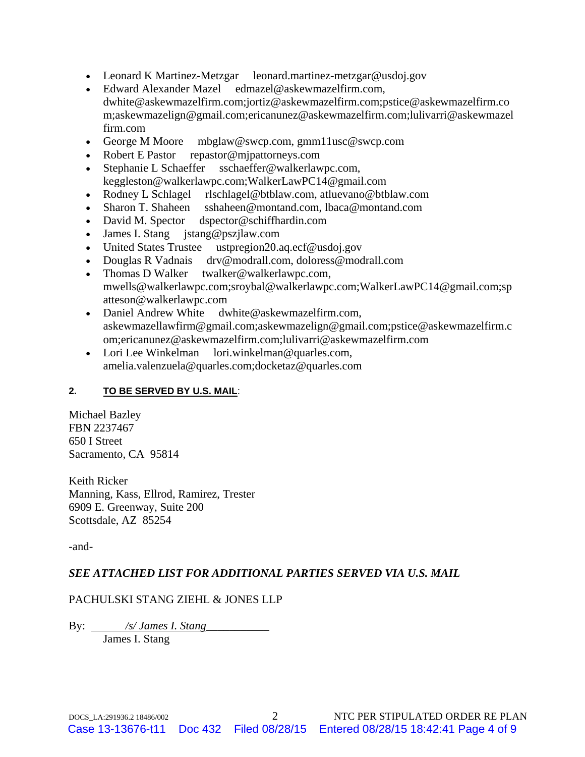- Leonard K Martinez-Metzgar leonard.martinez-metzgar@usdoj.gov
- Edward Alexander Mazel edmazel@askewmazelfirm.com, dwhite@askewmazelfirm.com;jortiz@askewmazelfirm.com;pstice@askewmazelfirm.com;askewmazelign@gmail.com;ericanunez@askewmazelfirm.com;lulivarri@askewmazelfirm.com
- George M Moore mbglaw@swcp.com, gmm11usc@swcp.com
- Robert E Pastor repastor@mjpattorneys.com
- Stephanie L Schaeffer sschaeffer@walkerlawpc.com, keggleston@walkerlawpc.com;WalkerLawPC14@gmail.com
- Rodney L Schlagel rlschlagel@btblaw.com, atluevano@btblaw.com
- Sharon T. Shaheen sshaheen@montand.com, lbaca@montand.com
- David M. Spector dspector@schiffhardin.com
- James I. Stang jstang@pszjlaw.com
- United States Trustee ustpregion20.aq.ecf@usdoj.gov
- Douglas R Vadnais drv@modrall.com, doloress@modrall.com
- Thomas D Walker twalker@walkerlawpc.com, mwells@walkerlawpc.com;sroybal@walkerlawpc.com;WalkerLawPC14@gmail.com;spatteson@walkerlawpc.com
- Daniel Andrew White dwhite@askewmazelfirm.com, askewmazellawfirm@gmail.com;askewmazelign@gmail.com;pstice@askewmazelfirm.com;ericanunez@askewmazelfirm.com;lulivarri@askewmazelfirm.com
- Lori Lee Winkelman lori.winkelman@quarles.com, amelia.valenzuela@quarles.com;docketaz@quarles.com

**2. TO BE SERVED BY U.S. MAIL**:

Michael Bazley
FBN 2237467
650 I Street
Sacramento, CA 95814

Keith Ricker
Manning, Kass, Ellrod, Ramirez, Trester
6909 E. Greenway, Suite 200
Scottsdale, AZ 85254

-and-

***SEE ATTACHED LIST FOR ADDITIONAL PARTIES SERVED VIA U.S. MAIL***

PACHULSKI STANG ZIEHL & JONES LLP

By: */s/ James I. Stang*
James I. Stang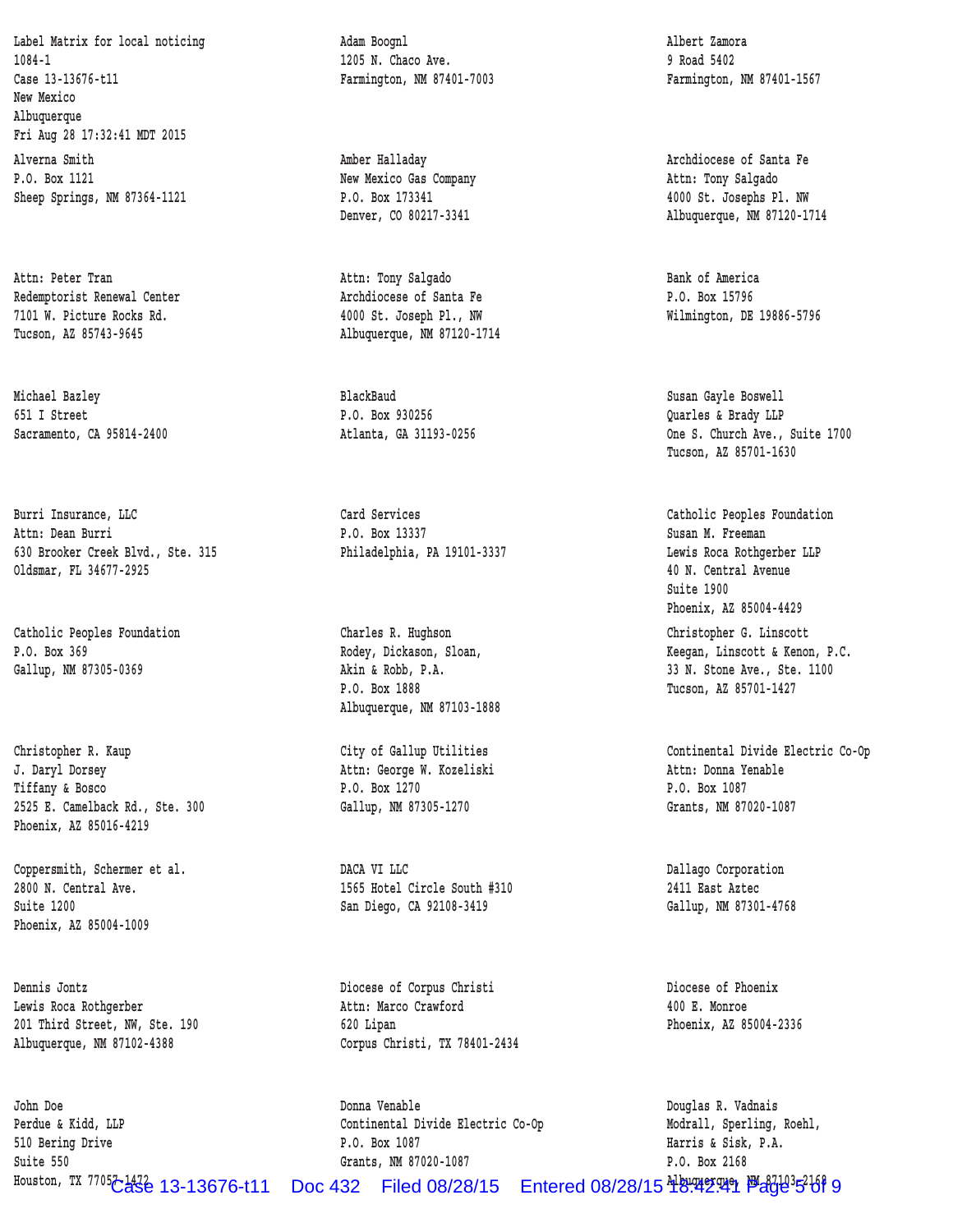Label Matrix for local noticing
1084-1
Case 13-13676-t11
New Mexico
Albuquerque
Fri Aug 28 17:32:41 MDT 2015

Adam Boognl
1205 N. Chaco Ave.
Farmington, NM 87401-7003

Albert Zamora
9 Road 5402
Farmington, NM 87401-1567

Alverna Smith
P.O. Box 1121
Sheep Springs, NM 87364-1121

Amber Halladay
New Mexico Gas Company
P.O. Box 173341
Denver, CO 80217-3341

Archdiocese of Santa Fe
Attn: Tony Salgado
4000 St. Josephs Pl. NW
Albuquerque, NM 87120-1714

Attn: Peter Tran
Redemptorist Renewal Center
7101 W. Picture Rocks Rd.
Tucson, AZ 85743-9645

Attn: Tony Salgado
Archdiocese of Santa Fe
4000 St. Joseph Pl., NW
Albuquerque, NM 87120-1714

Bank of America
P.O. Box 15796
Wilmington, DE 19886-5796

Michael Bazley
651 I Street
Sacramento, CA 95814-2400

BlackBaud
P.O. Box 930256
Atlanta, GA 31193-0256

Susan Gayle Boswell
Quarles & Brady LLP
One S. Church Ave., Suite 1700
Tucson, AZ 85701-1630

Burri Insurance, LLC
Attn: Dean Burri
630 Brooker Creek Blvd., Ste. 315
Oldsmar, FL 34677-2925

Card Services
P.O. Box 13337
Philadelphia, PA 19101-3337

Catholic Peoples Foundation
Susan M. Freeman
Lewis Roca Rothgerber LLP
40 N. Central Avenue
Suite 1900
Phoenix, AZ 85004-4429

Catholic Peoples Foundation
P.O. Box 369
Gallup, NM 87305-0369

Charles R. Hughson
Rodey, Dickason, Sloan,
Akin & Robb, P.A.
P.O. Box 1888
Albuquerque, NM 87103-1888

Christopher G. Linscott
Keegan, Linscott & Kenon, P.C.
33 N. Stone Ave., Ste. 1100
Tucson, AZ 85701-1427

Christopher R. Kaup
J. Daryl Dorsey
Tiffany & Bosco
2525 E. Camelback Rd., Ste. 300
Phoenix, AZ 85016-4219

City of Gallup Utilities
Attn: George W. Kozeliski
P.O. Box 1270
Gallup, NM 87305-1270

Continental Divide Electric Co-Op
Attn: Donna Yenable
P.O. Box 1087
Grants, NM 87020-1087

Coppersmith, Schermer et al.
2800 N. Central Ave.
Suite 1200
Phoenix, AZ 85004-1009

DACA VI LLC
1565 Hotel Circle South #310
San Diego, CA 92108-3419

Dallago Corporation
2411 East Aztec
Gallup, NM 87301-4768

Dennis Jontz
Lewis Roca Rothgerber
201 Third Street, NW, Ste. 190
Albuquerque, NM 87102-4388

Diocese of Corpus Christi
Attn: Marco Crawford
620 Lipan
Corpus Christi, TX 78401-2434

Diocese of Phoenix
400 E. Monroe
Phoenix, AZ 85004-2336

John Doe
Perdue & Kidd, LLP
510 Bering Drive
Suite 550
Houston, TX 77057-1472

Donna Venable
Continental Divide Electric Co-Op
P.O. Box 1087
Grants, NM 87020-1087

Douglas R. Vadnais
Modrall, Sperling, Roehl,
Harris & Sisk, P.A.
P.O. Box 2168
Albuquerque, NM 87103-2168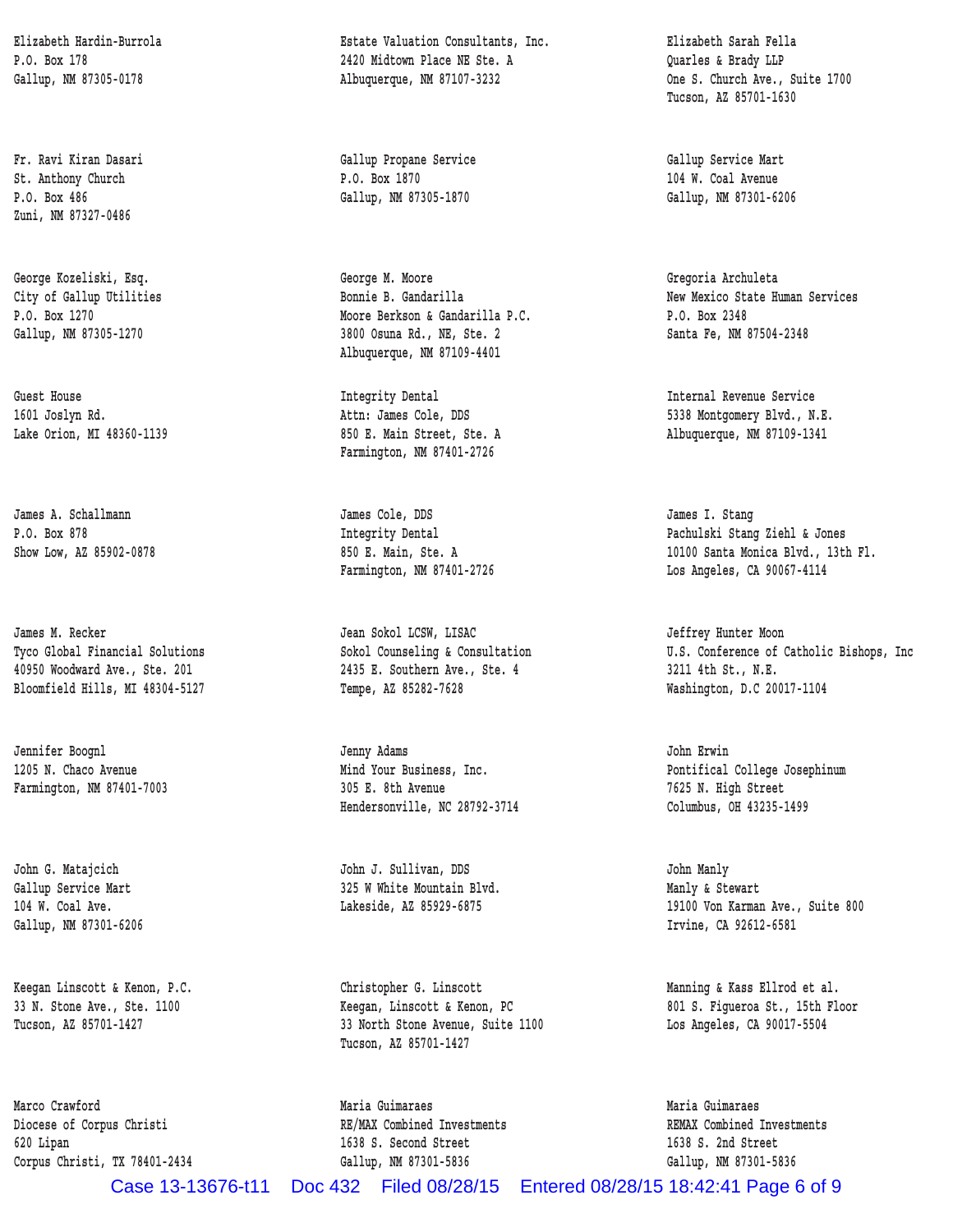Elizabeth Hardin-Burrola
P.O. Box 178
Gallup, NM 87305-0178

Estate Valuation Consultants, Inc.
2420 Midtown Place NE Ste. A
Albuquerque, NM 87107-3232

Elizabeth Sarah Fella
Quarles & Brady LLP
One S. Church Ave., Suite 1700
Tucson, AZ 85701-1630

Fr. Ravi Kiran Dasari
St. Anthony Church
P.O. Box 486
Zuni, NM 87327-0486

Gallup Propane Service
P.O. Box 1870
Gallup, NM 87305-1870

Gallup Service Mart
104 W. Coal Avenue
Gallup, NM 87301-6206

George Kozeliski, Esq.
City of Gallup Utilities
P.O. Box 1270
Gallup, NM 87305-1270

George M. Moore
Bonnie B. Gandarilla
Moore Berkson & Gandarilla P.C.
3800 Osuna Rd., NE, Ste. 2
Albuquerque, NM 87109-4401

Gregoria Archuleta
New Mexico State Human Services
P.O. Box 2348
Santa Fe, NM 87504-2348

Guest House
1601 Joslyn Rd.
Lake Orion, MI 48360-1139

Integrity Dental
Attn: James Cole, DDS
850 E. Main Street, Ste. A
Farmington, NM 87401-2726

Internal Revenue Service
5338 Montgomery Blvd., N.E.
Albuquerque, NM 87109-1341

James A. Schallmann
P.O. Box 878
Show Low, AZ 85902-0878

James Cole, DDS
Integrity Dental
850 E. Main, Ste. A
Farmington, NM 87401-2726

James I. Stang
Pachulski Stang Ziehl & Jones
10100 Santa Monica Blvd., 13th Fl.
Los Angeles, CA 90067-4114

James M. Recker
Tyco Global Financial Solutions
40950 Woodward Ave., Ste. 201
Bloomfield Hills, MI 48304-5127

Jean Sokol LCSW, LISAC
Sokol Counseling & Consultation
2435 E. Southern Ave., Ste. 4
Tempe, AZ 85282-7628

Jeffrey Hunter Moon
U.S. Conference of Catholic Bishops, Inc
3211 4th St., N.E.
Washington, D.C 20017-1104

Jennifer Boognl
1205 N. Chaco Avenue
Farmington, NM 87401-7003

Jenny Adams
Mind Your Business, Inc.
305 E. 8th Avenue
Hendersonville, NC 28792-3714

John Erwin
Pontifical College Josephinum
7625 N. High Street
Columbus, OH 43235-1499

John G. Matajcich
Gallup Service Mart
104 W. Coal Ave.
Gallup, NM 87301-6206

John J. Sullivan, DDS
325 W White Mountain Blvd.
Lakeside, AZ 85929-6875

John Manly
Manly & Stewart
19100 Von Karman Ave., Suite 800
Irvine, CA 92612-6581

Keegan Linscott & Kenon, P.C.
33 N. Stone Ave., Ste. 1100
Tucson, AZ 85701-1427

Christopher G. Linscott
Keegan, Linscott & Kenon, PC
33 North Stone Avenue, Suite 1100
Tucson, AZ 85701-1427

Manning & Kass Ellrod et al.
801 S. Figueroa St., 15th Floor
Los Angeles, CA 90017-5504

Marco Crawford
Diocese of Corpus Christi
620 Lipan
Corpus Christi, TX 78401-2434

Maria Guimaraes
RE/MAX Combined Investments
1638 S. Second Street
Gallup, NM 87301-5836

Maria Guimaraes
REMAX Combined Investments
1638 S. 2nd Street
Gallup, NM 87301-5836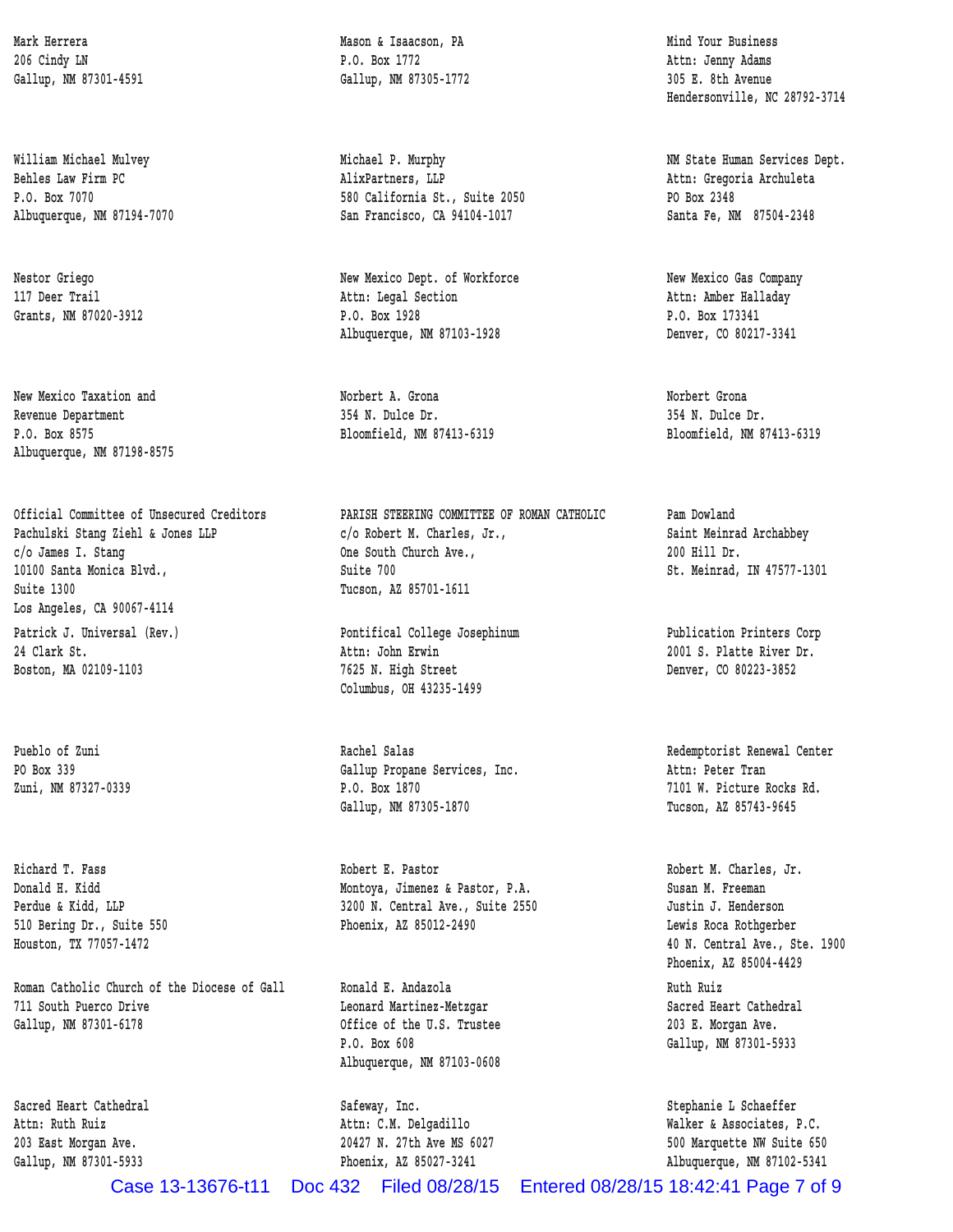Mark Herrera
206 Cindy LN
Gallup, NM 87301-4591

Mason & Isaacson, PA
P.O. Box 1772
Gallup, NM 87305-1772

Mind Your Business
Attn: Jenny Adams
305 E. 8th Avenue
Hendersonville, NC 28792-3714

William Michael Mulvey
Behles Law Firm PC
P.O. Box 7070
Albuquerque, NM 87194-7070

Michael P. Murphy
AlixPartners, LLP
580 California St., Suite 2050
San Francisco, CA 94104-1017

NM State Human Services Dept.
Attn: Gregoria Archuleta
PO Box 2348
Santa Fe, NM  87504-2348

Nestor Griego
117 Deer Trail
Grants, NM 87020-3912

New Mexico Dept. of Workforce
Attn: Legal Section
P.O. Box 1928
Albuquerque, NM 87103-1928

New Mexico Gas Company
Attn: Amber Halladay
P.O. Box 173341
Denver, CO 80217-3341

New Mexico Taxation and
Revenue Department
P.O. Box 8575
Albuquerque, NM 87198-8575

Norbert A. Grona
354 N. Dulce Dr.
Bloomfield, NM 87413-6319

Norbert Grona
354 N. Dulce Dr.
Bloomfield, NM 87413-6319

Official Committee of Unsecured Creditors
Pachulski Stang Ziehl & Jones LLP
c/o James I. Stang
10100 Santa Monica Blvd.,
Suite 1300
Los Angeles, CA 90067-4114

PARISH STEERING COMMITTEE OF ROMAN CATHOLIC
c/o Robert M. Charles, Jr.,
One South Church Ave.,
Suite 700
Tucson, AZ 85701-1611

Pam Dowland
Saint Meinrad Archabbey
200 Hill Dr.
St. Meinrad, IN 47577-1301

Patrick J. Universal (Rev.)
24 Clark St.
Boston, MA 02109-1103

Pontifical College Josephinum
Attn: John Erwin
7625 N. High Street
Columbus, OH 43235-1499

Publication Printers Corp
2001 S. Platte River Dr.
Denver, CO 80223-3852

Pueblo of Zuni
PO Box 339
Zuni, NM 87327-0339

Rachel Salas
Gallup Propane Services, Inc.
P.O. Box 1870
Gallup, NM 87305-1870

Redemptorist Renewal Center
Attn: Peter Tran
7101 W. Picture Rocks Rd.
Tucson, AZ 85743-9645

Richard T. Fass
Donald H. Kidd
Perdue & Kidd, LLP
510 Bering Dr., Suite 550
Houston, TX 77057-1472

Robert E. Pastor
Montoya, Jimenez & Pastor, P.A.
3200 N. Central Ave., Suite 2550
Phoenix, AZ 85012-2490

Robert M. Charles, Jr.
Susan M. Freeman
Justin J. Henderson
Lewis Roca Rothgerber
40 N. Central Ave., Ste. 1900
Phoenix, AZ 85004-4429

Roman Catholic Church of the Diocese of Gall
711 South Puerco Drive
Gallup, NM 87301-6178

Ronald E. Andazola
Leonard Martinez-Metzgar
Office of the U.S. Trustee
P.O. Box 608
Albuquerque, NM 87103-0608

Ruth Ruiz
Sacred Heart Cathedral
203 E. Morgan Ave.
Gallup, NM 87301-5933

Sacred Heart Cathedral
Attn: Ruth Ruiz
203 East Morgan Ave.
Gallup, NM 87301-5933

Safeway, Inc.
Attn: C.M. Delgadillo
20427 N. 27th Ave MS 6027
Phoenix, AZ 85027-3241

Stephanie L Schaeffer
Walker & Associates, P.C.
500 Marquette NW Suite 650
Albuquerque, NM 87102-5341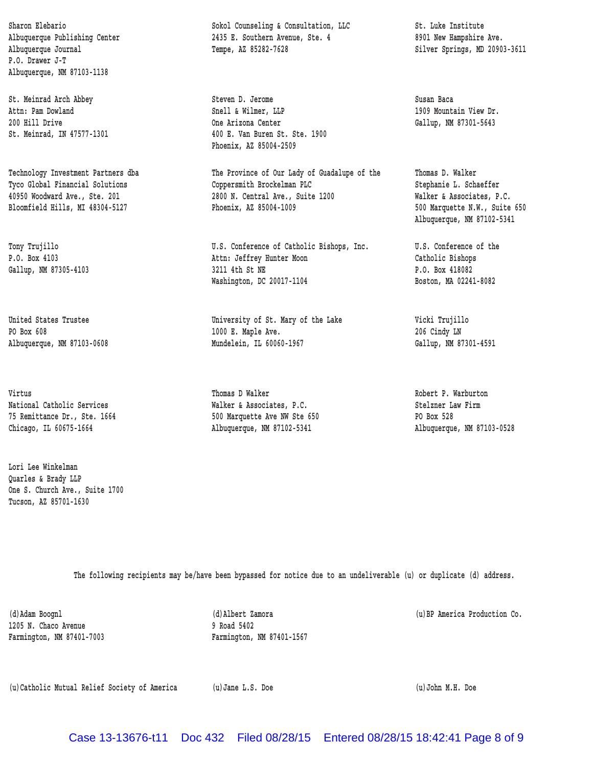Sharon Elebario
Albuquerque Publishing Center
Albuquerque Journal
P.O. Drawer J-T
Albuquerque, NM 87103-1138

Sokol Counseling & Consultation, LLC
2435 E. Southern Avenue, Ste. 4
Tempe, AZ 85282-7628

St. Luke Institute
8901 New Hampshire Ave.
Silver Springs, MD 20903-3611

St. Meinrad Arch Abbey
Attn: Pam Dowland
200 Hill Drive
St. Meinrad, IN 47577-1301

Steven D. Jerome
Snell & Wilmer, LLP
One Arizona Center
400 E. Van Buren St. Ste. 1900
Phoenix, AZ 85004-2509

Susan Baca
1909 Mountain View Dr.
Gallup, NM 87301-5643

Technology Investment Partners dba
Tyco Global Financial Solutions
40950 Woodward Ave., Ste. 201
Bloomfield Hills, MI 48304-5127

The Province of Our Lady of Guadalupe of the
Coppersmith Brockelman PLC
2800 N. Central Ave., Suite 1200
Phoenix, AZ 85004-1009

Thomas D. Walker
Stephanie L. Schaeffer
Walker & Associates, P.C.
500 Marquette N.W., Suite 650
Albuquerque, NM 87102-5341

Tony Trujillo
P.O. Box 4103
Gallup, NM 87305-4103

U.S. Conference of Catholic Bishops, Inc.
Attn: Jeffrey Hunter Moon
3211 4th St NE
Washington, DC 20017-1104

U.S. Conference of the
Catholic Bishops
P.O. Box 418082
Boston, MA 02241-8082

United States Trustee
PO Box 608
Albuquerque, NM 87103-0608

University of St. Mary of the Lake
1000 E. Maple Ave.
Mundelein, IL 60060-1967

Vicki Trujillo
206 Cindy LN
Gallup, NM 87301-4591

Virtus
National Catholic Services
75 Remittance Dr., Ste. 1664
Chicago, IL 60675-1664

Thomas D Walker
Walker & Associates, P.C.
500 Marquette Ave NW Ste 650
Albuquerque, NM 87102-5341

Robert P. Warburton
Stelzner Law Firm
PO Box 528
Albuquerque, NM 87103-0528

Lori Lee Winkelman
Quarles & Brady LLP
One S. Church Ave., Suite 1700
Tucson, AZ 85701-1630

The following recipients may be/have been bypassed for notice due to an undeliverable (u) or duplicate (d) address.

(d)Adam Boognl
1205 N. Chaco Avenue
Farmington, NM 87401-7003

(d)Albert Zamora
9 Road 5402
Farmington, NM 87401-1567

(u)BP America Production Co.

(u)Catholic Mutual Relief Society of America

(u)Jane L.S. Doe

(u)John M.H. Doe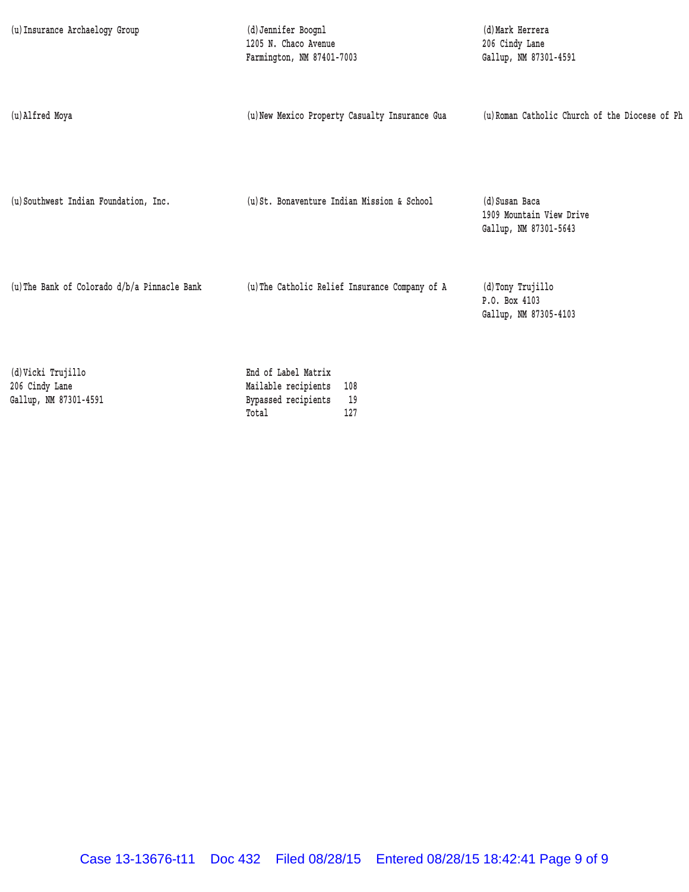(u)Insurance Archaelogy Group

(d)Jennifer Boognl
1205 N. Chaco Avenue
Farmington, NM 87401-7003

(d)Mark Herrera
206 Cindy Lane
Gallup, NM 87301-4591

(u)Alfred Moya

(u)New Mexico Property Casualty Insurance Gua

(u)Roman Catholic Church of the Diocese of Ph

(u)Southwest Indian Foundation, Inc.

(u)St. Bonaventure Indian Mission & School

(d)Susan Baca
1909 Mountain View Drive
Gallup, NM 87301-5643

(u)The Bank of Colorado d/b/a Pinnacle Bank

(u)The Catholic Relief Insurance Company of A

(d)Tony Trujillo
P.O. Box 4103
Gallup, NM 87305-4103

(d)Vicki Trujillo
206 Cindy Lane
Gallup, NM 87301-4591

End of Label Matrix

| | |
|---|---|
| Mailable recipients | 108 |
| Bypassed recipients | 19 |
| Total | 127 |